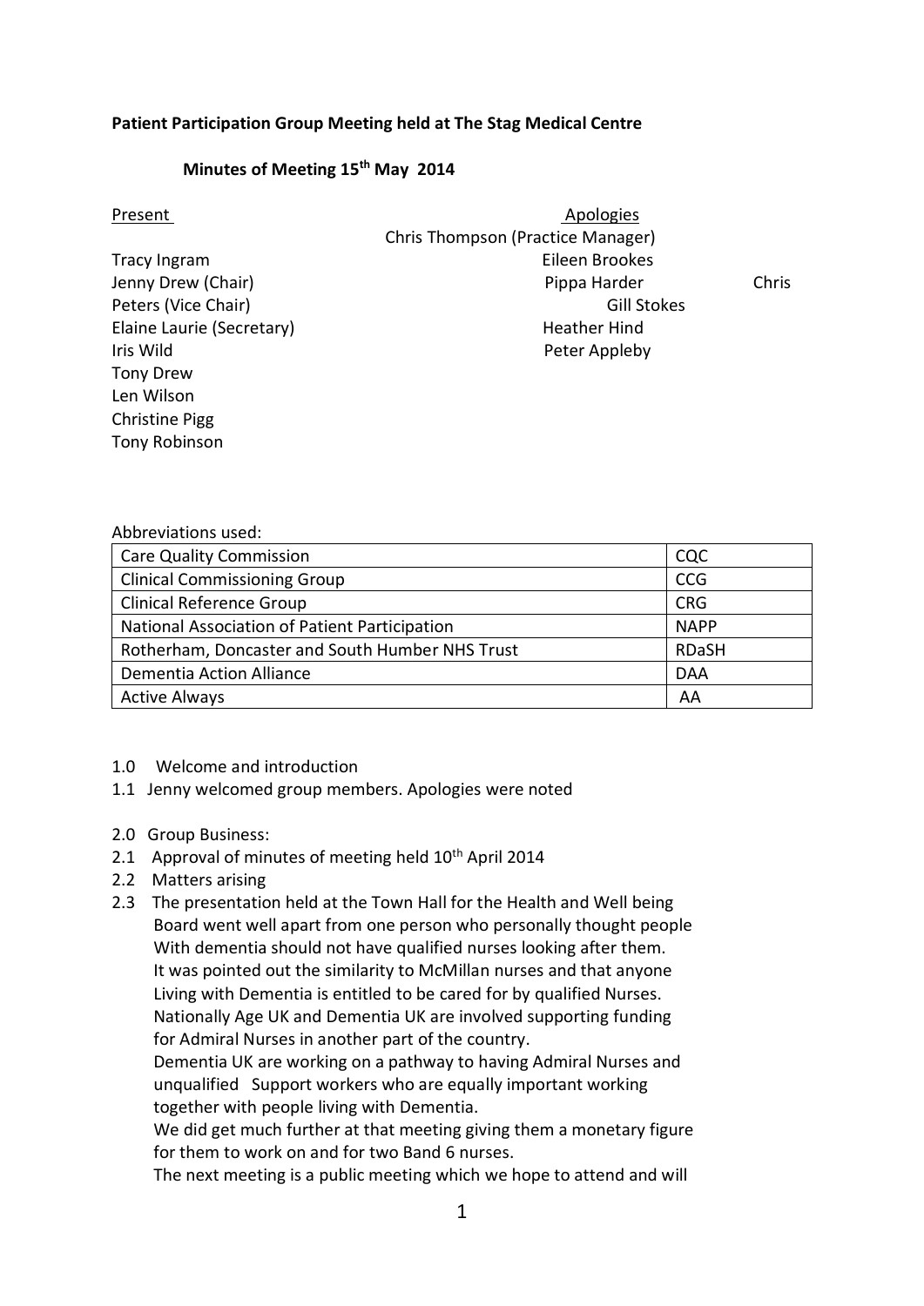**Patient Participation Group Meeting held at The Stag Medical Centre**

**Minutes of Meeting 15th May 2014**

Present

Tracy Ingram
Jenny Drew (Chair)
Chris Peters (Vice Chair)
Elaine Laurie (Secretary)
Iris Wild
Tony Drew
Len Wilson
Christine Pigg
Tony Robinson

Apologies

Chris Thompson (Practice Manager)
Eileen Brookes
Pippa Harder
Gill Stokes
Heather Hind
Peter Appleby

Abbreviations used:

| | |
|---|---|
| Care Quality Commission | CQC |
| Clinical Commissioning Group | CCG |
| Clinical Reference Group | CRG |
| National Association of Patient Participation | NAPP |
| Rotherham, Doncaster and South Humber NHS Trust | RDaSH |
| Dementia Action Alliance | DAA |
| Active Always | AA |

1.0 Welcome and introduction

1.1 Jenny welcomed group members. Apologies were noted

2.0 Group Business:

2.1 Approval of minutes of meeting held 10th April 2014

2.2 Matters arising

2.3 The presentation held at the Town Hall for the Health and Well being Board went well apart from one person who personally thought people With dementia should not have qualified nurses looking after them. It was pointed out the similarity to McMillan nurses and that anyone Living with Dementia is entitled to be cared for by qualified Nurses. Nationally Age UK and Dementia UK are involved supporting funding for Admiral Nurses in another part of the country.
Dementia UK are working on a pathway to having Admiral Nurses and unqualified Support workers who are equally important working together with people living with Dementia.
We did get much further at that meeting giving them a monetary figure for them to work on and for two Band 6 nurses.
The next meeting is a public meeting which we hope to attend and will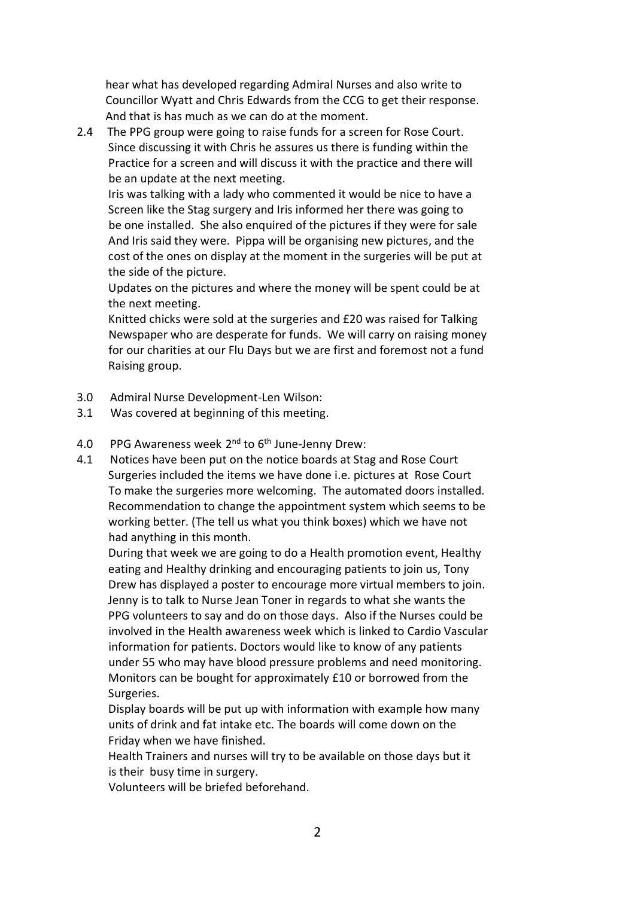hear what has developed regarding Admiral Nurses and also write to Councillor Wyatt and Chris Edwards from the CCG to get their response. And that is has much as we can do at the moment.

2.4 The PPG group were going to raise funds for a screen for Rose Court. Since discussing it with Chris he assures us there is funding within the Practice for a screen and will discuss it with the practice and there will be an update at the next meeting.

Iris was talking with a lady who commented it would be nice to have a Screen like the Stag surgery and Iris informed her there was going to be one installed. She also enquired of the pictures if they were for sale And Iris said they were. Pippa will be organising new pictures, and the cost of the ones on display at the moment in the surgeries will be put at the side of the picture.

Updates on the pictures and where the money will be spent could be at the next meeting.

Knitted chicks were sold at the surgeries and £20 was raised for Talking Newspaper who are desperate for funds. We will carry on raising money for our charities at our Flu Days but we are first and foremost not a fund Raising group.

3.0 Admiral Nurse Development-Len Wilson:

3.1 Was covered at beginning of this meeting.

4.0 PPG Awareness week 2nd to 6th June-Jenny Drew:

4.1 Notices have been put on the notice boards at Stag and Rose Court Surgeries included the items we have done i.e. pictures at Rose Court To make the surgeries more welcoming. The automated doors installed. Recommendation to change the appointment system which seems to be working better. (The tell us what you think boxes) which we have not had anything in this month.

During that week we are going to do a Health promotion event, Healthy eating and Healthy drinking and encouraging patients to join us, Tony Drew has displayed a poster to encourage more virtual members to join. Jenny is to talk to Nurse Jean Toner in regards to what she wants the PPG volunteers to say and do on those days. Also if the Nurses could be involved in the Health awareness week which is linked to Cardio Vascular information for patients. Doctors would like to know of any patients under 55 who may have blood pressure problems and need monitoring. Monitors can be bought for approximately £10 or borrowed from the Surgeries.

Display boards will be put up with information with example how many units of drink and fat intake etc. The boards will come down on the Friday when we have finished.

Health Trainers and nurses will try to be available on those days but it is their busy time in surgery.

Volunteers will be briefed beforehand.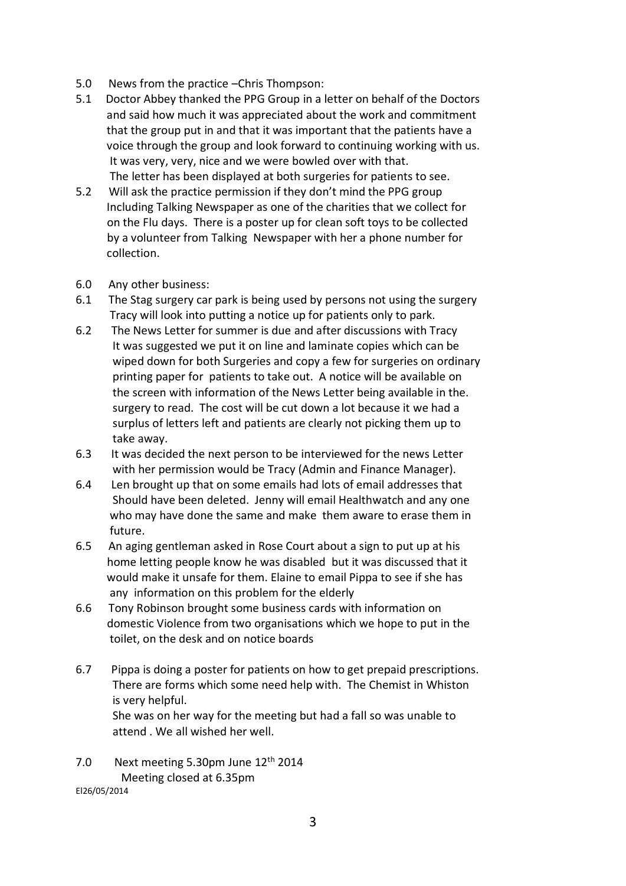5.0 News from the practice –Chris Thompson:

5.1 Doctor Abbey thanked the PPG Group in a letter on behalf of the Doctors and said how much it was appreciated about the work and commitment that the group put in and that it was important that the patients have a voice through the group and look forward to continuing working with us. It was very, very, nice and we were bowled over with that. The letter has been displayed at both surgeries for patients to see.

5.2 Will ask the practice permission if they don't mind the PPG group Including Talking Newspaper as one of the charities that we collect for on the Flu days. There is a poster up for clean soft toys to be collected by a volunteer from Talking Newspaper with her a phone number for collection.

6.0 Any other business:

6.1 The Stag surgery car park is being used by persons not using the surgery Tracy will look into putting a notice up for patients only to park.

6.2 The News Letter for summer is due and after discussions with Tracy It was suggested we put it on line and laminate copies which can be wiped down for both Surgeries and copy a few for surgeries on ordinary printing paper for patients to take out. A notice will be available on the screen with information of the News Letter being available in the. surgery to read. The cost will be cut down a lot because it we had a surplus of letters left and patients are clearly not picking them up to take away.

6.3 It was decided the next person to be interviewed for the news Letter with her permission would be Tracy (Admin and Finance Manager).

6.4 Len brought up that on some emails had lots of email addresses that Should have been deleted. Jenny will email Healthwatch and any one who may have done the same and make them aware to erase them in future.

6.5 An aging gentleman asked in Rose Court about a sign to put up at his home letting people know he was disabled but it was discussed that it would make it unsafe for them. Elaine to email Pippa to see if she has any information on this problem for the elderly

6.6 Tony Robinson brought some business cards with information on domestic Violence from two organisations which we hope to put in the toilet, on the desk and on notice boards

6.7 Pippa is doing a poster for patients on how to get prepaid prescriptions. There are forms which some need help with. The Chemist in Whiston is very helpful.
She was on her way for the meeting but had a fall so was unable to attend . We all wished her well.

7.0 Next meeting 5.30pm June 12th 2014
Meeting closed at 6.35pm

El26/05/2014